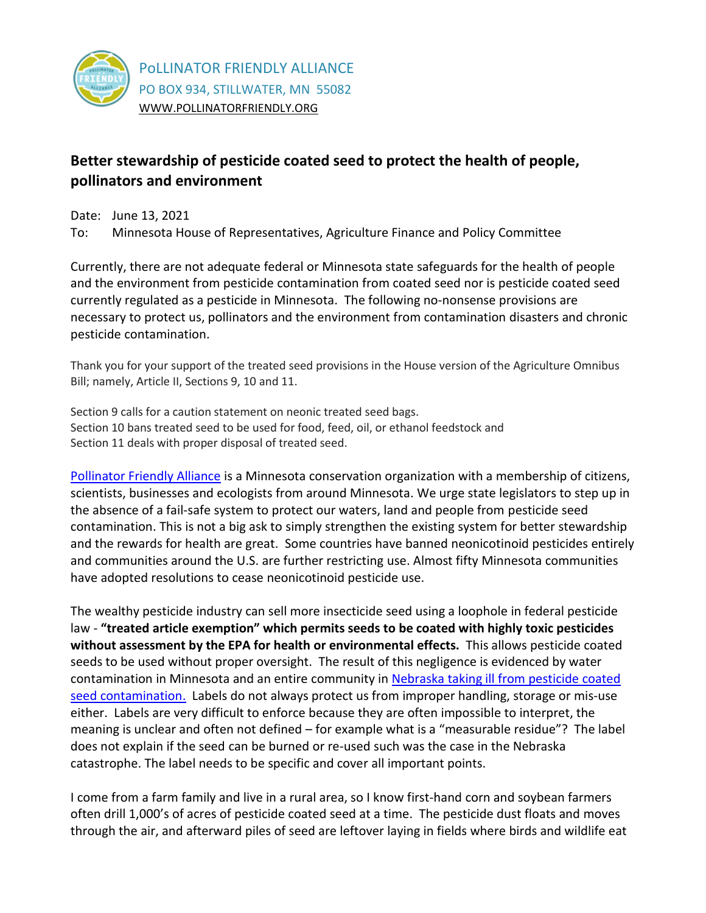PoLLINATOR FRIENDLY ALLIANCE
PO BOX 934, STILLWATER, MN 55082
WWW.POLLINATORFRIENDLY.ORG

## Better stewardship of pesticide coated seed to protect the health of people, pollinators and environment

Date: June 13, 2021
To: Minnesota House of Representatives, Agriculture Finance and Policy Committee

Currently, there are not adequate federal or Minnesota state safeguards for the health of people and the environment from pesticide contamination from coated seed nor is pesticide coated seed currently regulated as a pesticide in Minnesota. The following no-nonsense provisions are necessary to protect us, pollinators and the environment from contamination disasters and chronic pesticide contamination.

Thank you for your support of the treated seed provisions in the House version of the Agriculture Omnibus Bill; namely, Article II, Sections 9, 10 and 11.

Section 9 calls for a caution statement on neonic treated seed bags.
Section 10 bans treated seed to be used for food, feed, oil, or ethanol feedstock and
Section 11 deals with proper disposal of treated seed.

Pollinator Friendly Alliance is a Minnesota conservation organization with a membership of citizens, scientists, businesses and ecologists from around Minnesota. We urge state legislators to step up in the absence of a fail-safe system to protect our waters, land and people from pesticide seed contamination. This is not a big ask to simply strengthen the existing system for better stewardship and the rewards for health are great. Some countries have banned neonicotinoid pesticides entirely and communities around the U.S. are further restricting use. Almost fifty Minnesota communities have adopted resolutions to cease neonicotinoid pesticide use.

The wealthy pesticide industry can sell more insecticide seed using a loophole in federal pesticide law - **"treated article exemption" which permits seeds to be coated with highly toxic pesticides without assessment by the EPA for health or environmental effects.** This allows pesticide coated seeds to be used without proper oversight. The result of this negligence is evidenced by water contamination in Minnesota and an entire community in Nebraska taking ill from pesticide coated seed contamination. Labels do not always protect us from improper handling, storage or mis-use either. Labels are very difficult to enforce because they are often impossible to interpret, the meaning is unclear and often not defined – for example what is a "measurable residue"? The label does not explain if the seed can be burned or re-used such was the case in the Nebraska catastrophe. The label needs to be specific and cover all important points.

I come from a farm family and live in a rural area, so I know first-hand corn and soybean farmers often drill 1,000's of acres of pesticide coated seed at a time. The pesticide dust floats and moves through the air, and afterward piles of seed are leftover laying in fields where birds and wildlife eat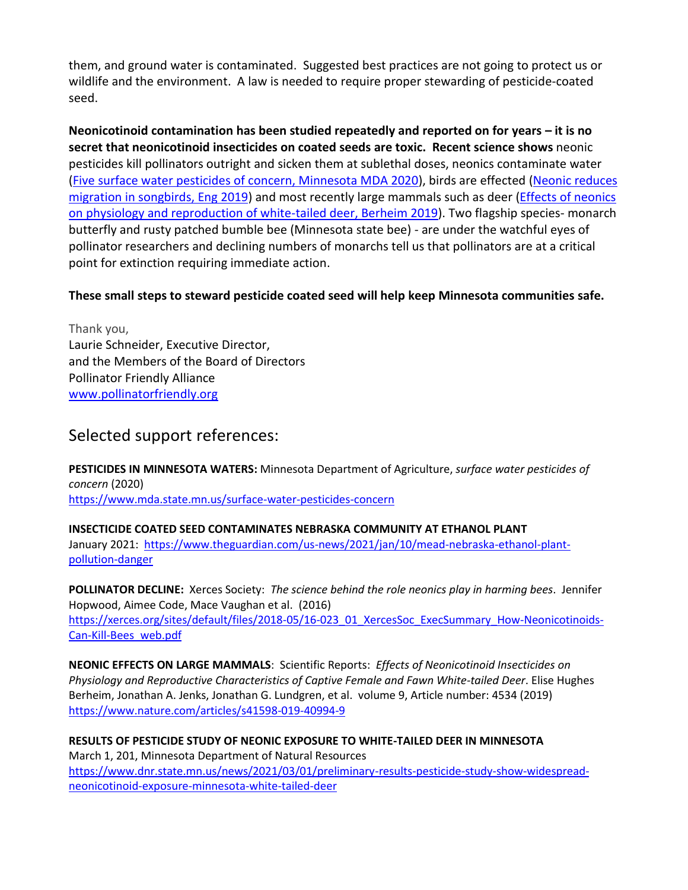them, and ground water is contaminated. Suggested best practices are not going to protect us or wildlife and the environment. A law is needed to require proper stewarding of pesticide-coated seed.

**Neonicotinoid contamination has been studied repeatedly and reported on for years – it is no secret that neonicotinoid insecticides on coated seeds are toxic. Recent science shows** neonic pesticides kill pollinators outright and sicken them at sublethal doses, neonics contaminate water (Five surface water pesticides of concern, Minnesota MDA 2020), birds are effected (Neonic reduces migration in songbirds, Eng 2019) and most recently large mammals such as deer (Effects of neonics on physiology and reproduction of white-tailed deer, Berheim 2019). Two flagship species- monarch butterfly and rusty patched bumble bee (Minnesota state bee) - are under the watchful eyes of pollinator researchers and declining numbers of monarchs tell us that pollinators are at a critical point for extinction requiring immediate action.

**These small steps to steward pesticide coated seed will help keep Minnesota communities safe.**

Thank you,
Laurie Schneider, Executive Director,
and the Members of the Board of Directors
Pollinator Friendly Alliance
www.pollinatorfriendly.org

## Selected support references:

**PESTICIDES IN MINNESOTA WATERS:** Minnesota Department of Agriculture, *surface water pesticides of concern* (2020)
https://www.mda.state.mn.us/surface-water-pesticides-concern

**INSECTICIDE COATED SEED CONTAMINATES NEBRASKA COMMUNITY AT ETHANOL PLANT**
January 2021: https://www.theguardian.com/us-news/2021/jan/10/mead-nebraska-ethanol-plant-pollution-danger

**POLLINATOR DECLINE:** Xerces Society: *The science behind the role neonics play in harming bees*. Jennifer Hopwood, Aimee Code, Mace Vaughan et al. (2016)
https://xerces.org/sites/default/files/2018-05/16-023_01_XercesSoc_ExecSummary_How-Neonicotinoids-Can-Kill-Bees_web.pdf

**NEONIC EFFECTS ON LARGE MAMMALS**: Scientific Reports: *Effects of Neonicotinoid Insecticides on Physiology and Reproductive Characteristics of Captive Female and Fawn White-tailed Deer*. Elise Hughes Berheim, Jonathan A. Jenks, Jonathan G. Lundgren, et al. volume 9, Article number: 4534 (2019)
https://www.nature.com/articles/s41598-019-40994-9

**RESULTS OF PESTICIDE STUDY OF NEONIC EXPOSURE TO WHITE-TAILED DEER IN MINNESOTA**
March 1, 201, Minnesota Department of Natural Resources
https://www.dnr.state.mn.us/news/2021/03/01/preliminary-results-pesticide-study-show-widespread-neonicotinoid-exposure-minnesota-white-tailed-deer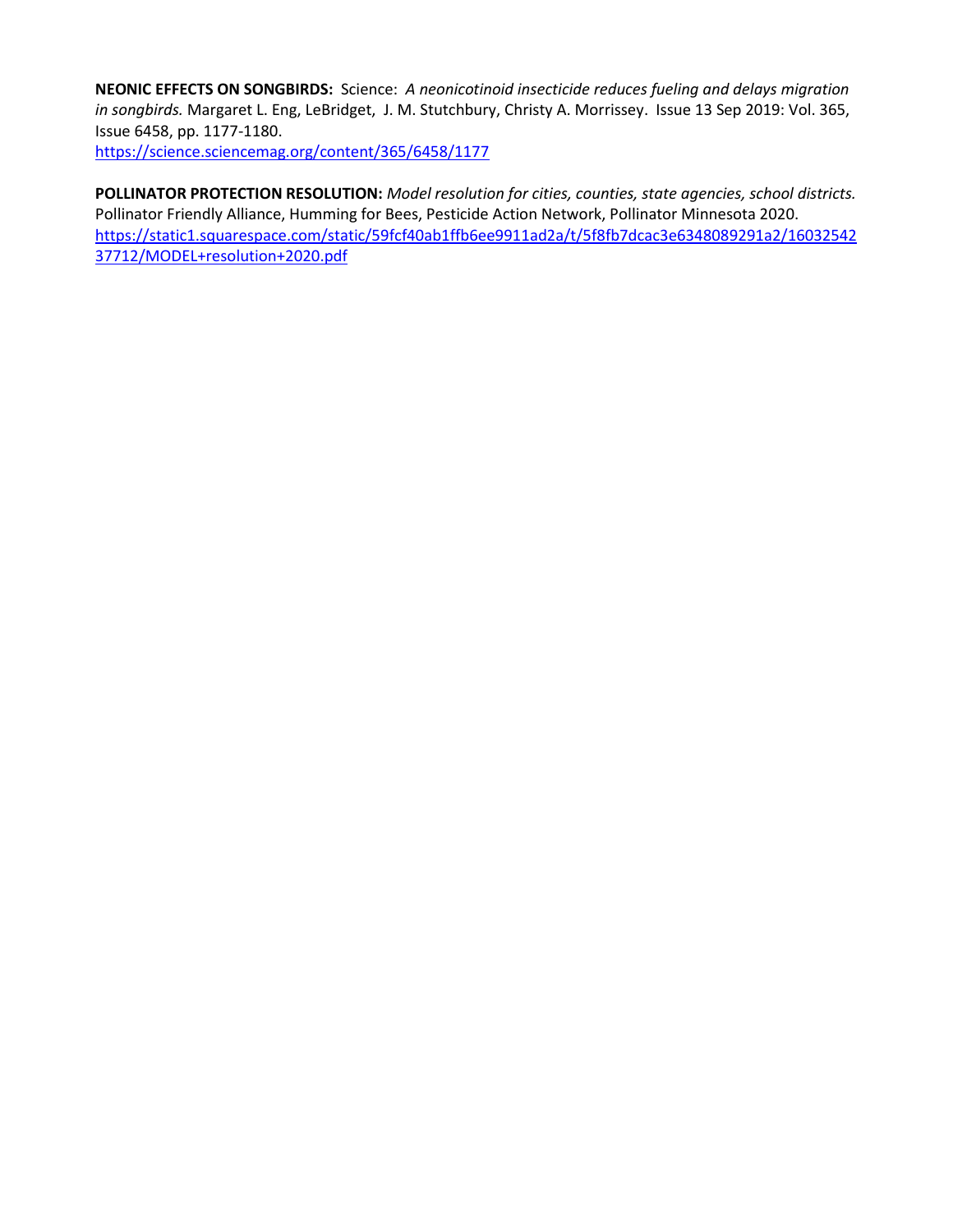**NEONIC EFFECTS ON SONGBIRDS:** Science: *A neonicotinoid insecticide reduces fueling and delays migration in songbirds.* Margaret L. Eng, LeBridget, J. M. Stutchbury, Christy A. Morrissey. Issue 13 Sep 2019: Vol. 365, Issue 6458, pp. 1177-1180.
https://science.sciencemag.org/content/365/6458/1177

**POLLINATOR PROTECTION RESOLUTION:** *Model resolution for cities, counties, state agencies, school districts.* Pollinator Friendly Alliance, Humming for Bees, Pesticide Action Network, Pollinator Minnesota 2020.
https://static1.squarespace.com/static/59fcf40ab1ffb6ee9911ad2a/t/5f8fb7dcac3e6348089291a2/1603254237712/MODEL+resolution+2020.pdf